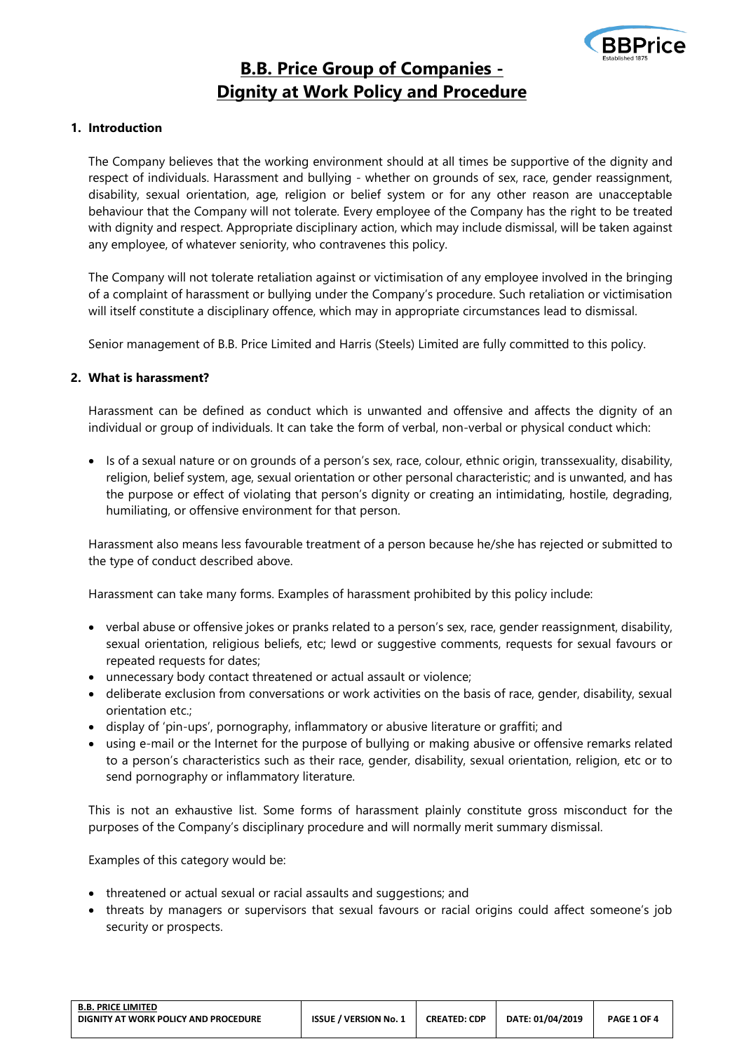# B.B. Price Group of Companies - Dignity at Work Policy and Procedure

## 1. Introduction

The Company believes that the working environment should at all times be supportive of the dignity and respect of individuals. Harassment and bullying - whether on grounds of sex, race, gender reassignment, disability, sexual orientation, age, religion or belief system or for any other reason are unacceptable behaviour that the Company will not tolerate. Every employee of the Company has the right to be treated with dignity and respect. Appropriate disciplinary action, which may include dismissal, will be taken against any employee, of whatever seniority, who contravenes this policy.

The Company will not tolerate retaliation against or victimisation of any employee involved in the bringing of a complaint of harassment or bullying under the Company's procedure. Such retaliation or victimisation will itself constitute a disciplinary offence, which may in appropriate circumstances lead to dismissal.

Senior management of B.B. Price Limited and Harris (Steels) Limited are fully committed to this policy.

## 2. What is harassment?

Harassment can be defined as conduct which is unwanted and offensive and affects the dignity of an individual or group of individuals. It can take the form of verbal, non-verbal or physical conduct which:

- Is of a sexual nature or on grounds of a person's sex, race, colour, ethnic origin, transsexuality, disability, religion, belief system, age, sexual orientation or other personal characteristic; and is unwanted, and has the purpose or effect of violating that person's dignity or creating an intimidating, hostile, degrading, humiliating, or offensive environment for that person.

Harassment also means less favourable treatment of a person because he/she has rejected or submitted to the type of conduct described above.

Harassment can take many forms. Examples of harassment prohibited by this policy include:

- verbal abuse or offensive jokes or pranks related to a person's sex, race, gender reassignment, disability, sexual orientation, religious beliefs, etc; lewd or suggestive comments, requests for sexual favours or repeated requests for dates;
- unnecessary body contact threatened or actual assault or violence;
- deliberate exclusion from conversations or work activities on the basis of race, gender, disability, sexual orientation etc.;
- display of 'pin-ups', pornography, inflammatory or abusive literature or graffiti; and
- using e-mail or the Internet for the purpose of bullying or making abusive or offensive remarks related to a person's characteristics such as their race, gender, disability, sexual orientation, religion, etc or to send pornography or inflammatory literature.

This is not an exhaustive list. Some forms of harassment plainly constitute gross misconduct for the purposes of the Company's disciplinary procedure and will normally merit summary dismissal.

Examples of this category would be:

- threatened or actual sexual or racial assaults and suggestions; and
- threats by managers or supervisors that sexual favours or racial origins could affect someone's job security or prospects.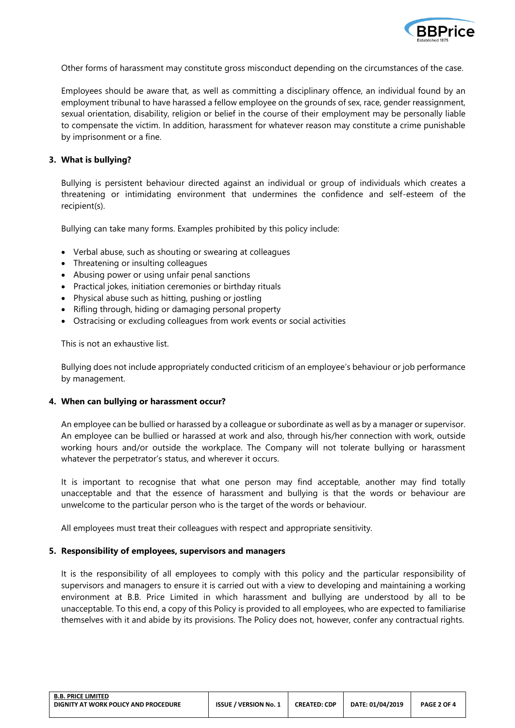Other forms of harassment may constitute gross misconduct depending on the circumstances of the case.

Employees should be aware that, as well as committing a disciplinary offence, an individual found by an employment tribunal to have harassed a fellow employee on the grounds of sex, race, gender reassignment, sexual orientation, disability, religion or belief in the course of their employment may be personally liable to compensate the victim. In addition, harassment for whatever reason may constitute a crime punishable by imprisonment or a fine.

## 3. What is bullying?

Bullying is persistent behaviour directed against an individual or group of individuals which creates a threatening or intimidating environment that undermines the confidence and self-esteem of the recipient(s).

Bullying can take many forms. Examples prohibited by this policy include:

- Verbal abuse, such as shouting or swearing at colleagues
- Threatening or insulting colleagues
- Abusing power or using unfair penal sanctions
- Practical jokes, initiation ceremonies or birthday rituals
- Physical abuse such as hitting, pushing or jostling
- Rifling through, hiding or damaging personal property
- Ostracising or excluding colleagues from work events or social activities

This is not an exhaustive list.

Bullying does not include appropriately conducted criticism of an employee's behaviour or job performance by management.

## 4. When can bullying or harassment occur?

An employee can be bullied or harassed by a colleague or subordinate as well as by a manager or supervisor. An employee can be bullied or harassed at work and also, through his/her connection with work, outside working hours and/or outside the workplace. The Company will not tolerate bullying or harassment whatever the perpetrator's status, and wherever it occurs.

It is important to recognise that what one person may find acceptable, another may find totally unacceptable and that the essence of harassment and bullying is that the words or behaviour are unwelcome to the particular person who is the target of the words or behaviour.

All employees must treat their colleagues with respect and appropriate sensitivity.

## 5. Responsibility of employees, supervisors and managers

It is the responsibility of all employees to comply with this policy and the particular responsibility of supervisors and managers to ensure it is carried out with a view to developing and maintaining a working environment at B.B. Price Limited in which harassment and bullying are understood by all to be unacceptable. To this end, a copy of this Policy is provided to all employees, who are expected to familiarise themselves with it and abide by its provisions. The Policy does not, however, confer any contractual rights.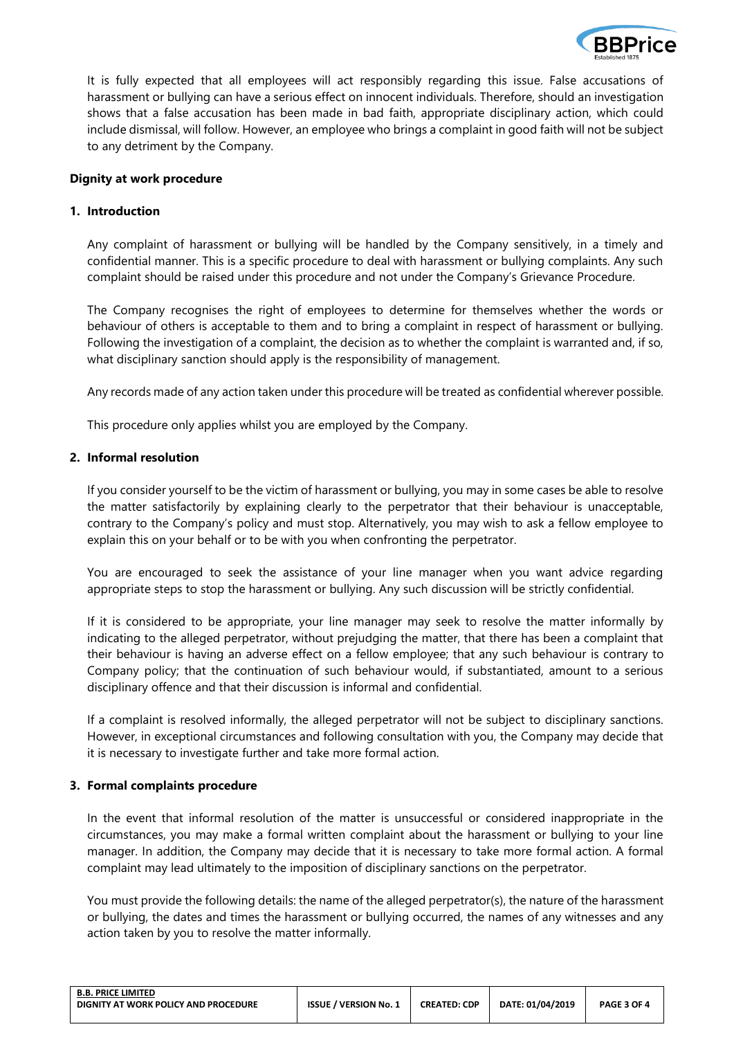It is fully expected that all employees will act responsibly regarding this issue. False accusations of harassment or bullying can have a serious effect on innocent individuals. Therefore, should an investigation shows that a false accusation has been made in bad faith, appropriate disciplinary action, which could include dismissal, will follow. However, an employee who brings a complaint in good faith will not be subject to any detriment by the Company.

## Dignity at work procedure

### 1. Introduction

Any complaint of harassment or bullying will be handled by the Company sensitively, in a timely and confidential manner. This is a specific procedure to deal with harassment or bullying complaints. Any such complaint should be raised under this procedure and not under the Company's Grievance Procedure.

The Company recognises the right of employees to determine for themselves whether the words or behaviour of others is acceptable to them and to bring a complaint in respect of harassment or bullying. Following the investigation of a complaint, the decision as to whether the complaint is warranted and, if so, what disciplinary sanction should apply is the responsibility of management.

Any records made of any action taken under this procedure will be treated as confidential wherever possible.

This procedure only applies whilst you are employed by the Company.

### 2. Informal resolution

If you consider yourself to be the victim of harassment or bullying, you may in some cases be able to resolve the matter satisfactorily by explaining clearly to the perpetrator that their behaviour is unacceptable, contrary to the Company's policy and must stop. Alternatively, you may wish to ask a fellow employee to explain this on your behalf or to be with you when confronting the perpetrator.

You are encouraged to seek the assistance of your line manager when you want advice regarding appropriate steps to stop the harassment or bullying. Any such discussion will be strictly confidential.

If it is considered to be appropriate, your line manager may seek to resolve the matter informally by indicating to the alleged perpetrator, without prejudging the matter, that there has been a complaint that their behaviour is having an adverse effect on a fellow employee; that any such behaviour is contrary to Company policy; that the continuation of such behaviour would, if substantiated, amount to a serious disciplinary offence and that their discussion is informal and confidential.

If a complaint is resolved informally, the alleged perpetrator will not be subject to disciplinary sanctions. However, in exceptional circumstances and following consultation with you, the Company may decide that it is necessary to investigate further and take more formal action.

### 3. Formal complaints procedure

In the event that informal resolution of the matter is unsuccessful or considered inappropriate in the circumstances, you may make a formal written complaint about the harassment or bullying to your line manager. In addition, the Company may decide that it is necessary to take more formal action. A formal complaint may lead ultimately to the imposition of disciplinary sanctions on the perpetrator.

You must provide the following details: the name of the alleged perpetrator(s), the nature of the harassment or bullying, the dates and times the harassment or bullying occurred, the names of any witnesses and any action taken by you to resolve the matter informally.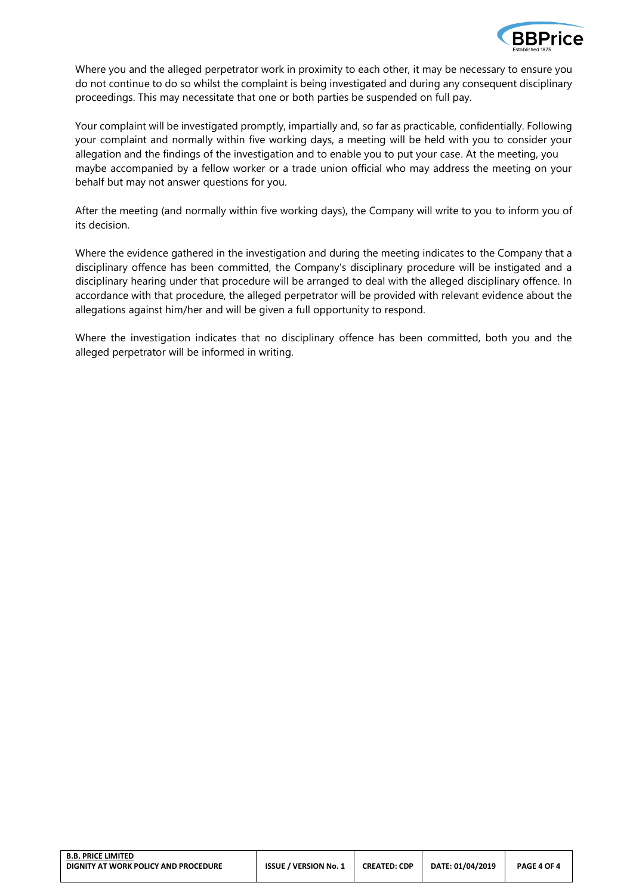Where you and the alleged perpetrator work in proximity to each other, it may be necessary to ensure you do not continue to do so whilst the complaint is being investigated and during any consequent disciplinary proceedings. This may necessitate that one or both parties be suspended on full pay.

Your complaint will be investigated promptly, impartially and, so far as practicable, confidentially. Following your complaint and normally within five working days, a meeting will be held with you to consider your allegation and the findings of the investigation and to enable you to put your case. At the meeting, you maybe accompanied by a fellow worker or a trade union official who may address the meeting on your behalf but may not answer questions for you.

After the meeting (and normally within five working days), the Company will write to you to inform you of its decision.

Where the evidence gathered in the investigation and during the meeting indicates to the Company that a disciplinary offence has been committed, the Company's disciplinary procedure will be instigated and a disciplinary hearing under that procedure will be arranged to deal with the alleged disciplinary offence. In accordance with that procedure, the alleged perpetrator will be provided with relevant evidence about the allegations against him/her and will be given a full opportunity to respond.

Where the investigation indicates that no disciplinary offence has been committed, both you and the alleged perpetrator will be informed in writing.